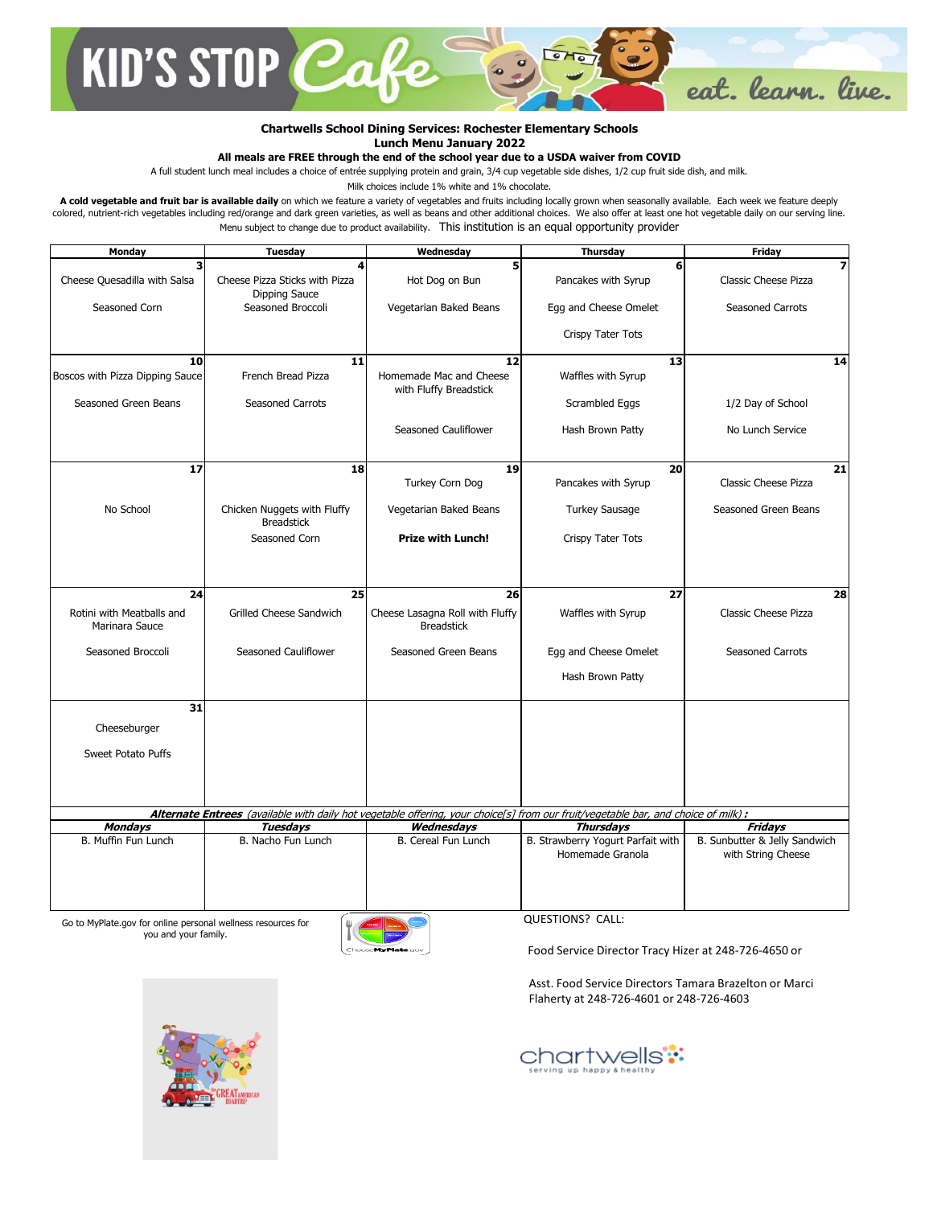# KID'S STOP Cafe

eat. learn. live.

**Chartwells School Dining Services: Rochester Elementary Schools**
**Lunch Menu January 2022**
**All meals are FREE through the end of the school year due to a USDA waiver from COVID**

A full student lunch meal includes a choice of entrée supplying protein and grain, 3/4 cup vegetable side dishes, 1/2 cup fruit side dish, and milk.

Milk choices include 1% white and 1% chocolate.

**A cold vegetable and fruit bar is available daily** on which we feature a variety of vegetables and fruits including locally grown when seasonally available. Each week we feature deeply colored, nutrient-rich vegetables including red/orange and dark green varieties, as well as beans and other additional choices. We also offer at least one hot vegetable daily on our serving line.

Menu subject to change due to product availability. This institution is an equal opportunity provider

| Monday | Tuesday | Wednesday | Thursday | Friday |
|---|---|---|---|---|
| **3**<br>Cheese Quesadilla with Salsa<br><br>Seasoned Corn | **4**<br>Cheese Pizza Sticks with Pizza Dipping Sauce<br>Seasoned Broccoli | **5**<br>Hot Dog on Bun<br><br>Vegetarian Baked Beans | **6**<br>Pancakes with Syrup<br><br>Egg and Cheese Omelet<br><br>Crispy Tater Tots | **7**<br>Classic Cheese Pizza<br><br>Seasoned Carrots |
| **10**<br>Boscos with Pizza Dipping Sauce<br><br>Seasoned Green Beans | **11**<br>French Bread Pizza<br><br>Seasoned Carrots | **12**<br>Homemade Mac and Cheese with Fluffy Breadstick<br><br>Seasoned Cauliflower | **13**<br>Waffles with Syrup<br><br>Scrambled Eggs<br><br>Hash Brown Patty | **14**<br><br>1/2 Day of School<br><br>No Lunch Service |
| **17**<br><br>No School | **18**<br><br>Chicken Nuggets with Fluffy Breadstick<br>Seasoned Corn | **19**<br>Turkey Corn Dog<br><br>Vegetarian Baked Beans<br><br>**Prize with Lunch!** | **20**<br>Pancakes with Syrup<br><br>Turkey Sausage<br><br>Crispy Tater Tots | **21**<br>Classic Cheese Pizza<br><br>Seasoned Green Beans |
| **24**<br>Rotini with Meatballs and Marinara Sauce<br><br>Seasoned Broccoli | **25**<br>Grilled Cheese Sandwich<br><br>Seasoned Cauliflower | **26**<br>Cheese Lasagna Roll with Fluffy Breadstick<br><br>Seasoned Green Beans | **27**<br>Waffles with Syrup<br><br>Egg and Cheese Omelet<br><br>Hash Brown Patty | **28**<br>Classic Cheese Pizza<br><br>Seasoned Carrots |
| **31**<br>Cheeseburger<br><br>Sweet Potato Puffs | | | | |

***Alternate Entrees*** *(available with daily hot vegetable offering, your choice[s] from our fruit/vegetable bar, and choice of milk)* **:**

| ***Mondays*** | ***Tuesdays*** | ***Wednesdays*** | ***Thursdays*** | ***Fridays*** |
|---|---|---|---|---|
| B. Muffin Fun Lunch | B. Nacho Fun Lunch | B. Cereal Fun Lunch | B. Strawberry Yogurt Parfait with Homemade Granola | B. Sunbutter & Jelly Sandwich with String Cheese |

Go to MyPlate.gov for online personal wellness resources for you and your family.

QUESTIONS? CALL:

Food Service Director Tracy Hizer at 248-726-4650 or

Asst. Food Service Directors Tamara Brazelton or Marci Flaherty at 248-726-4601 or 248-726-4603

chartwells
serving up happy & healthy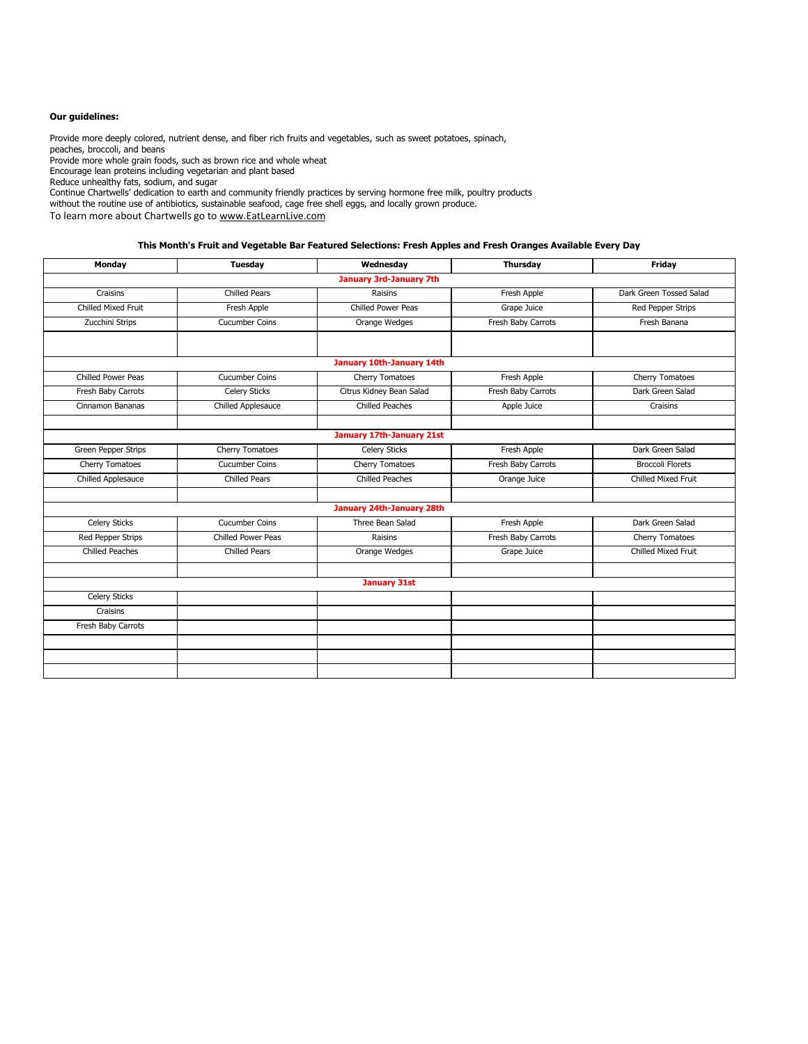**Our guidelines:**

Provide more deeply colored, nutrient dense, and fiber rich fruits and vegetables, such as sweet potatoes, spinach, peaches, broccoli, and beans
Provide more whole grain foods, such as brown rice and whole wheat
Encourage lean proteins including vegetarian and plant based
Reduce unhealthy fats, sodium, and sugar
Continue Chartwells' dedication to earth and community friendly practices by serving hormone free milk, poultry products without the routine use of antibiotics, sustainable seafood, cage free shell eggs, and locally grown produce.
To learn more about Chartwells go to www.EatLearnLive.com

**This Month's Fruit and Vegetable Bar Featured Selections: Fresh Apples and Fresh Oranges Available Every Day**

| Monday | Tuesday | Wednesday | Thursday | Friday |
|---|---|---|---|---|
| | | **January 3rd-January 7th** | | |
| Craisins | Chilled Pears | Raisins | Fresh Apple | Dark Green Tossed Salad |
| Chilled Mixed Fruit | Fresh Apple | Chilled Power Peas | Grape Juice | Red Pepper Strips |
| Zucchini Strips | Cucumber Coins | Orange Wedges | Fresh Baby Carrots | Fresh Banana |
| | | | | |
| | | **January 10th-January 14th** | | |
| Chilled Power Peas | Cucumber Coins | Cherry Tomatoes | Fresh Apple | Cherry Tomatoes |
| Fresh Baby Carrots | Celery Sticks | Citrus Kidney Bean Salad | Fresh Baby Carrots | Dark Green Salad |
| Cinnamon Bananas | Chilled Applesauce | Chilled Peaches | Apple Juice | Craisins |
| | | | | |
| | | **January 17th-January 21st** | | |
| Green Pepper Strips | Cherry Tomatoes | Celery Sticks | Fresh Apple | Dark Green Salad |
| Cherry Tomatoes | Cucumber Coins | Cherry Tomatoes | Fresh Baby Carrots | Broccoli Florets |
| Chilled Applesauce | Chilled Pears | Chilled Peaches | Orange Juice | Chilled Mixed Fruit |
| | | | | |
| | | **January 24th-January 28th** | | |
| Celery Sticks | Cucumber Coins | Three Bean Salad | Fresh Apple | Dark Green Salad |
| Red Pepper Strips | Chilled Power Peas | Raisins | Fresh Baby Carrots | Cherry Tomatoes |
| Chilled Peaches | Chilled Pears | Orange Wedges | Grape Juice | Chilled Mixed Fruit |
| | | | | |
| | | **January 31st** | | |
| Celery Sticks | | | | |
| Craisins | | | | |
| Fresh Baby Carrots | | | | |
| | | | | |
| | | | | |
| | | | | |